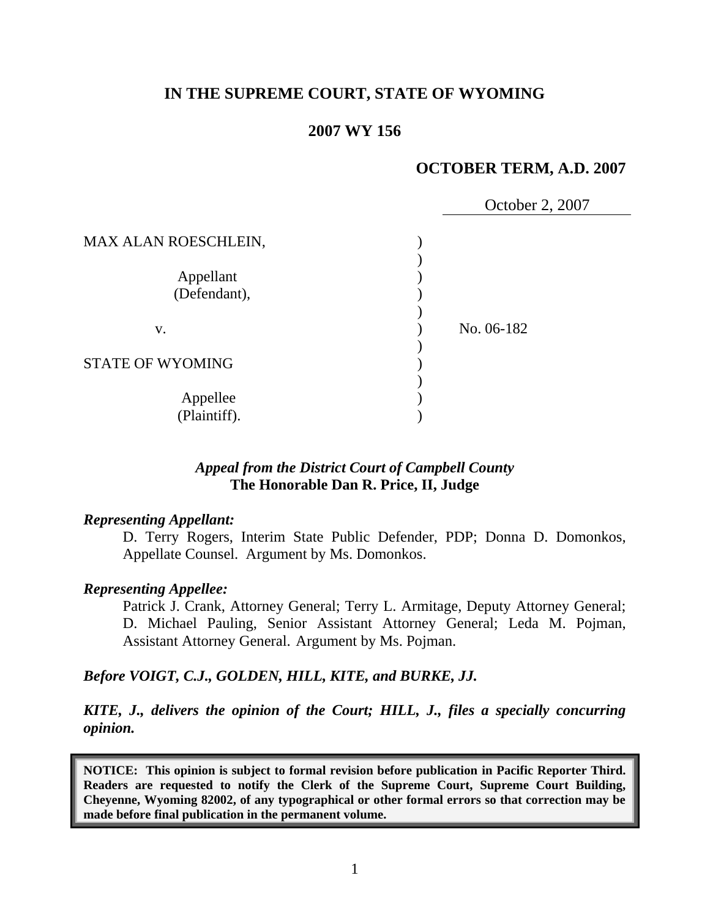# IN THE SUPREME COURT, STATE OF WYOMING

## 2007 WY 156

**OCTOBER TERM, A.D. 2007**

October 2, 2007

| | | |
|---|---|---|
| MAX ALAN ROESCHLEIN,<br><br>Appellant<br>(Defendant), | ) | |
| v. | ) | No. 06-182 |
| STATE OF WYOMING<br><br>Appellee<br>(Plaintiff). | ) | |

***Appeal from the District Court of Campbell County***
**The Honorable Dan R. Price, II, Judge**

***Representing Appellant:***

D. Terry Rogers, Interim State Public Defender, PDP; Donna D. Domonkos, Appellate Counsel. Argument by Ms. Domonkos.

***Representing Appellee:***

Patrick J. Crank, Attorney General; Terry L. Armitage, Deputy Attorney General; D. Michael Pauling, Senior Assistant Attorney General; Leda M. Pojman, Assistant Attorney General. Argument by Ms. Pojman.

***Before VOIGT, C.J., GOLDEN, HILL, KITE, and BURKE, JJ.***

***KITE, J., delivers the opinion of the Court; HILL, J., files a specially concurring opinion.***

**NOTICE: This opinion is subject to formal revision before publication in Pacific Reporter Third. Readers are requested to notify the Clerk of the Supreme Court, Supreme Court Building, Cheyenne, Wyoming 82002, of any typographical or other formal errors so that correction may be made before final publication in the permanent volume.**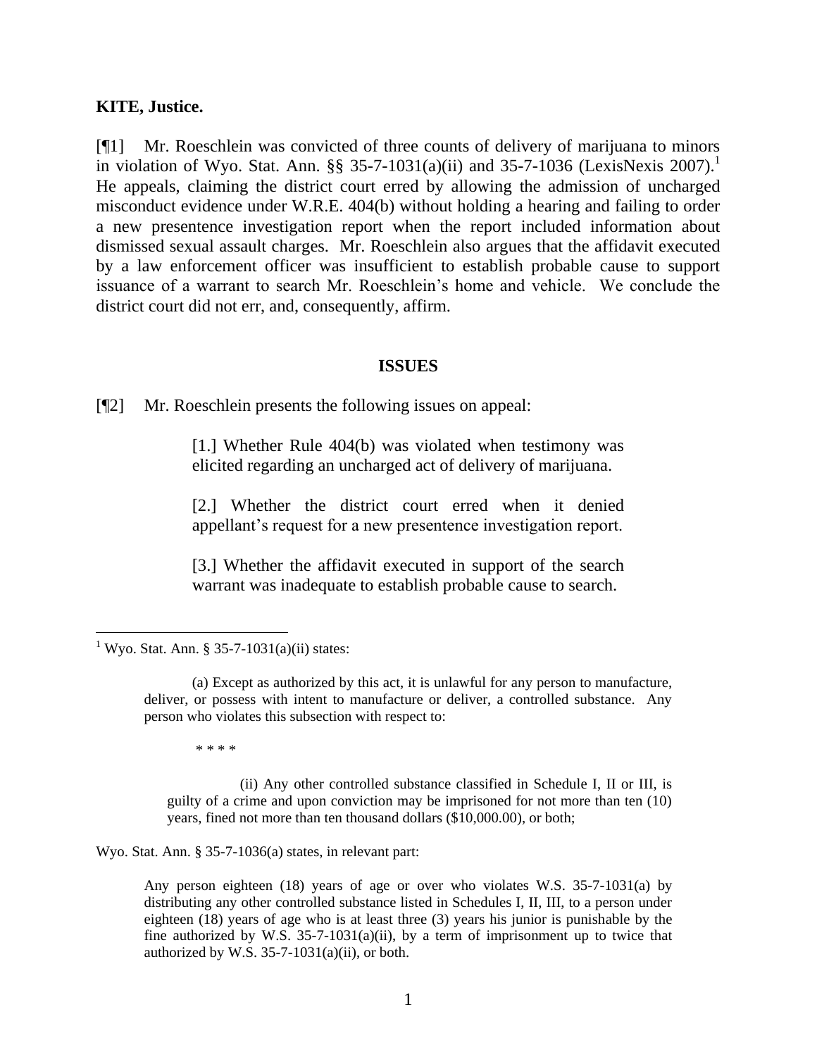**KITE, Justice.**

[¶1] Mr. Roeschlein was convicted of three counts of delivery of marijuana to minors in violation of Wyo. Stat. Ann. §§ 35-7-1031(a)(ii) and 35-7-1036 (LexisNexis 2007).[1] He appeals, claiming the district court erred by allowing the admission of uncharged misconduct evidence under W.R.E. 404(b) without holding a hearing and failing to order a new presentence investigation report when the report included information about dismissed sexual assault charges. Mr. Roeschlein also argues that the affidavit executed by a law enforcement officer was insufficient to establish probable cause to support issuance of a warrant to search Mr. Roeschlein's home and vehicle. We conclude the district court did not err, and, consequently, affirm.

## ISSUES

[¶2] Mr. Roeschlein presents the following issues on appeal:

> [1.] Whether Rule 404(b) was violated when testimony was elicited regarding an uncharged act of delivery of marijuana.
>
> [2.] Whether the district court erred when it denied appellant's request for a new presentence investigation report.
>
> [3.] Whether the affidavit executed in support of the search warrant was inadequate to establish probable cause to search.

---

[1] Wyo. Stat. Ann. § 35-7-1031(a)(ii) states:

> (a) Except as authorized by this act, it is unlawful for any person to manufacture, deliver, or possess with intent to manufacture or deliver, a controlled substance. Any person who violates this subsection with respect to:
>
> * * * *
>
> (ii) Any other controlled substance classified in Schedule I, II or III, is guilty of a crime and upon conviction may be imprisoned for not more than ten (10) years, fined not more than ten thousand dollars ($10,000.00), or both;

Wyo. Stat. Ann. § 35-7-1036(a) states, in relevant part:

> Any person eighteen (18) years of age or over who violates W.S. 35-7-1031(a) by distributing any other controlled substance listed in Schedules I, II, III, to a person under eighteen (18) years of age who is at least three (3) years his junior is punishable by the fine authorized by W.S. 35-7-1031(a)(ii), by a term of imprisonment up to twice that authorized by W.S. 35-7-1031(a)(ii), or both.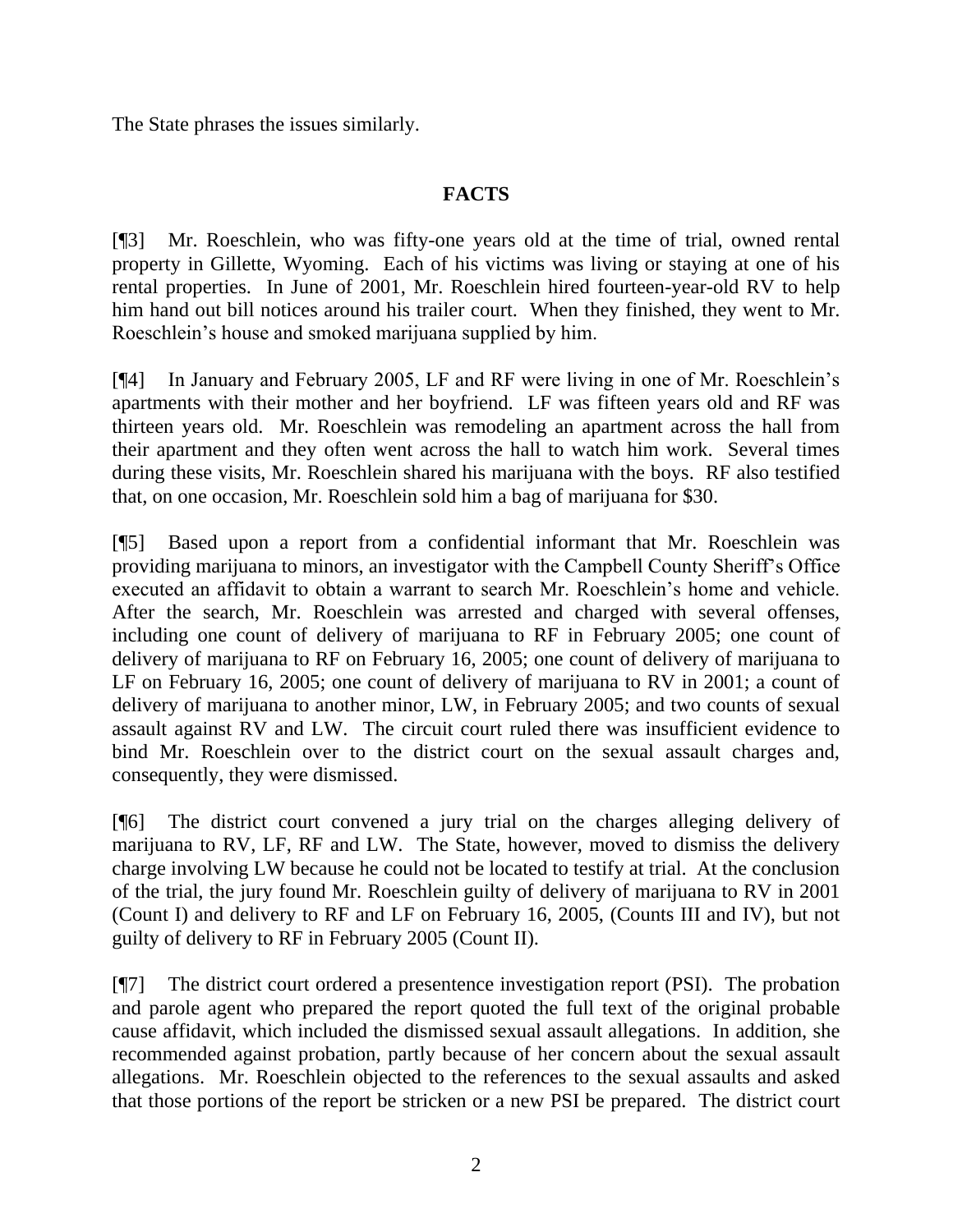The State phrases the issues similarly.

## FACTS

[¶3] Mr. Roeschlein, who was fifty-one years old at the time of trial, owned rental property in Gillette, Wyoming. Each of his victims was living or staying at one of his rental properties. In June of 2001, Mr. Roeschlein hired fourteen-year-old RV to help him hand out bill notices around his trailer court. When they finished, they went to Mr. Roeschlein's house and smoked marijuana supplied by him.

[¶4] In January and February 2005, LF and RF were living in one of Mr. Roeschlein's apartments with their mother and her boyfriend. LF was fifteen years old and RF was thirteen years old. Mr. Roeschlein was remodeling an apartment across the hall from their apartment and they often went across the hall to watch him work. Several times during these visits, Mr. Roeschlein shared his marijuana with the boys. RF also testified that, on one occasion, Mr. Roeschlein sold him a bag of marijuana for $30.

[¶5] Based upon a report from a confidential informant that Mr. Roeschlein was providing marijuana to minors, an investigator with the Campbell County Sheriff's Office executed an affidavit to obtain a warrant to search Mr. Roeschlein's home and vehicle. After the search, Mr. Roeschlein was arrested and charged with several offenses, including one count of delivery of marijuana to RF in February 2005; one count of delivery of marijuana to RF on February 16, 2005; one count of delivery of marijuana to LF on February 16, 2005; one count of delivery of marijuana to RV in 2001; a count of delivery of marijuana to another minor, LW, in February 2005; and two counts of sexual assault against RV and LW. The circuit court ruled there was insufficient evidence to bind Mr. Roeschlein over to the district court on the sexual assault charges and, consequently, they were dismissed.

[¶6] The district court convened a jury trial on the charges alleging delivery of marijuana to RV, LF, RF and LW. The State, however, moved to dismiss the delivery charge involving LW because he could not be located to testify at trial. At the conclusion of the trial, the jury found Mr. Roeschlein guilty of delivery of marijuana to RV in 2001 (Count I) and delivery to RF and LF on February 16, 2005, (Counts III and IV), but not guilty of delivery to RF in February 2005 (Count II).

[¶7] The district court ordered a presentence investigation report (PSI). The probation and parole agent who prepared the report quoted the full text of the original probable cause affidavit, which included the dismissed sexual assault allegations. In addition, she recommended against probation, partly because of her concern about the sexual assault allegations. Mr. Roeschlein objected to the references to the sexual assaults and asked that those portions of the report be stricken or a new PSI be prepared. The district court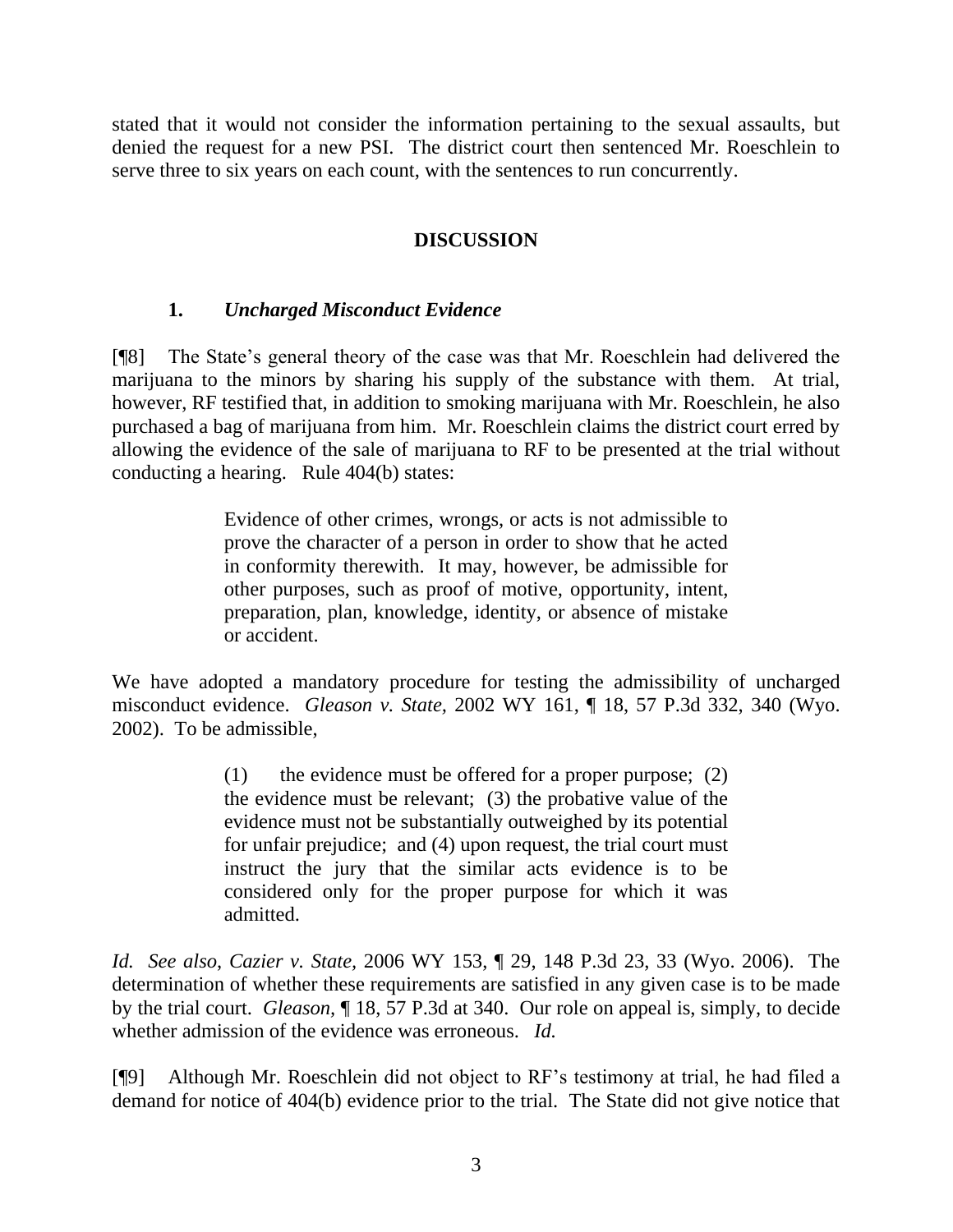stated that it would not consider the information pertaining to the sexual assaults, but denied the request for a new PSI. The district court then sentenced Mr. Roeschlein to serve three to six years on each count, with the sentences to run concurrently.

## DISCUSSION

### 1. *Uncharged Misconduct Evidence*

[¶8] The State's general theory of the case was that Mr. Roeschlein had delivered the marijuana to the minors by sharing his supply of the substance with them. At trial, however, RF testified that, in addition to smoking marijuana with Mr. Roeschlein, he also purchased a bag of marijuana from him. Mr. Roeschlein claims the district court erred by allowing the evidence of the sale of marijuana to RF to be presented at the trial without conducting a hearing. Rule 404(b) states:

> Evidence of other crimes, wrongs, or acts is not admissible to prove the character of a person in order to show that he acted in conformity therewith. It may, however, be admissible for other purposes, such as proof of motive, opportunity, intent, preparation, plan, knowledge, identity, or absence of mistake or accident.

We have adopted a mandatory procedure for testing the admissibility of uncharged misconduct evidence. *Gleason v. State*, 2002 WY 161, ¶ 18, 57 P.3d 332, 340 (Wyo. 2002). To be admissible,

> (1) the evidence must be offered for a proper purpose; (2) the evidence must be relevant; (3) the probative value of the evidence must not be substantially outweighed by its potential for unfair prejudice; and (4) upon request, the trial court must instruct the jury that the similar acts evidence is to be considered only for the proper purpose for which it was admitted.

*Id. See also*, *Cazier v. State*, 2006 WY 153, ¶ 29, 148 P.3d 23, 33 (Wyo. 2006). The determination of whether these requirements are satisfied in any given case is to be made by the trial court. *Gleason*, ¶ 18, 57 P.3d at 340. Our role on appeal is, simply, to decide whether admission of the evidence was erroneous. *Id.*

[¶9] Although Mr. Roeschlein did not object to RF's testimony at trial, he had filed a demand for notice of 404(b) evidence prior to the trial. The State did not give notice that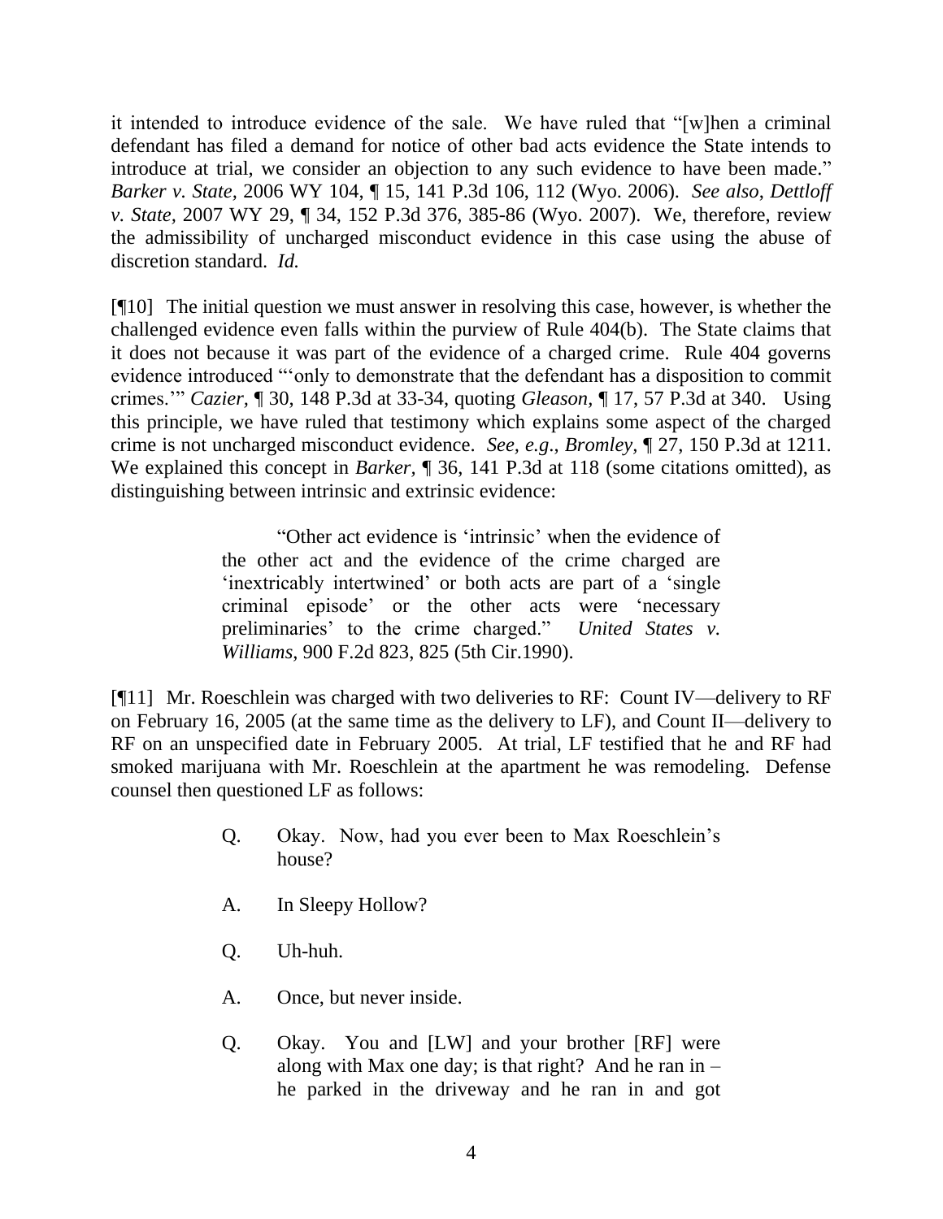it intended to introduce evidence of the sale. We have ruled that "[w]hen a criminal defendant has filed a demand for notice of other bad acts evidence the State intends to introduce at trial, we consider an objection to any such evidence to have been made." *Barker v. State,* 2006 WY 104, ¶ 15, 141 P.3d 106, 112 (Wyo. 2006). *See also, Dettloff v. State*, 2007 WY 29, ¶ 34, 152 P.3d 376, 385-86 (Wyo. 2007). We, therefore, review the admissibility of uncharged misconduct evidence in this case using the abuse of discretion standard. *Id.*

[¶10] The initial question we must answer in resolving this case, however, is whether the challenged evidence even falls within the purview of Rule 404(b). The State claims that it does not because it was part of the evidence of a charged crime. Rule 404 governs evidence introduced "'only to demonstrate that the defendant has a disposition to commit crimes.'" *Cazier,* ¶ 30, 148 P.3d at 33-34, quoting *Gleason,* ¶ 17, 57 P.3d at 340. Using this principle, we have ruled that testimony which explains some aspect of the charged crime is not uncharged misconduct evidence. *See, e.g*., *Bromley,* ¶ 27, 150 P.3d at 1211. We explained this concept in *Barker,* ¶ 36, 141 P.3d at 118 (some citations omitted), as distinguishing between intrinsic and extrinsic evidence:

> "Other act evidence is 'intrinsic' when the evidence of the other act and the evidence of the crime charged are 'inextricably intertwined' or both acts are part of a 'single criminal episode' or the other acts were 'necessary preliminaries' to the crime charged." *United States v. Williams*, 900 F.2d 823, 825 (5th Cir.1990).

[¶11] Mr. Roeschlein was charged with two deliveries to RF: Count IV—delivery to RF on February 16, 2005 (at the same time as the delivery to LF), and Count II—delivery to RF on an unspecified date in February 2005. At trial, LF testified that he and RF had smoked marijuana with Mr. Roeschlein at the apartment he was remodeling. Defense counsel then questioned LF as follows:

> Q. Okay. Now, had you ever been to Max Roeschlein's house?
>
> A. In Sleepy Hollow?
>
> Q. Uh-huh.
>
> A. Once, but never inside.
>
> Q. Okay. You and [LW] and your brother [RF] were along with Max one day; is that right? And he ran in – he parked in the driveway and he ran in and got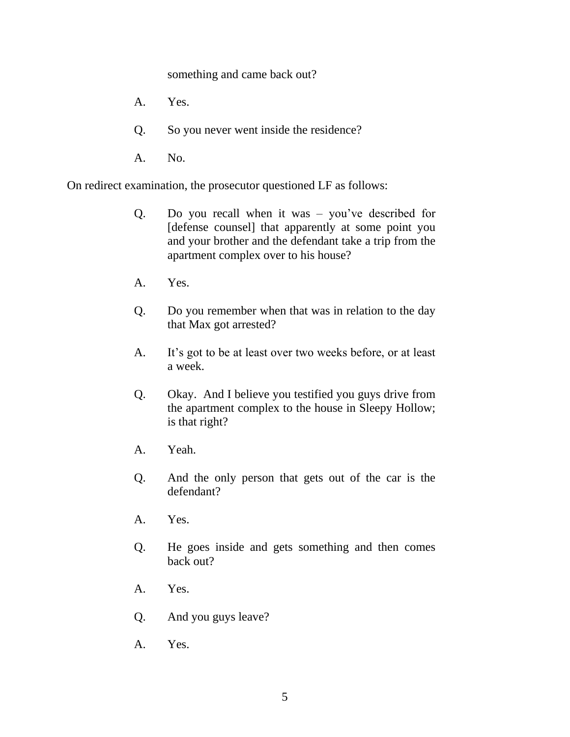something and came back out?

A. Yes.

Q. So you never went inside the residence?

A. No.

On redirect examination, the prosecutor questioned LF as follows:

Q. Do you recall when it was – you've described for [defense counsel] that apparently at some point you and your brother and the defendant take a trip from the apartment complex over to his house?

A. Yes.

Q. Do you remember when that was in relation to the day that Max got arrested?

A. It's got to be at least over two weeks before, or at least a week.

Q. Okay. And I believe you testified you guys drive from the apartment complex to the house in Sleepy Hollow; is that right?

A. Yeah.

Q. And the only person that gets out of the car is the defendant?

A. Yes.

Q. He goes inside and gets something and then comes back out?

A. Yes.

Q. And you guys leave?

A. Yes.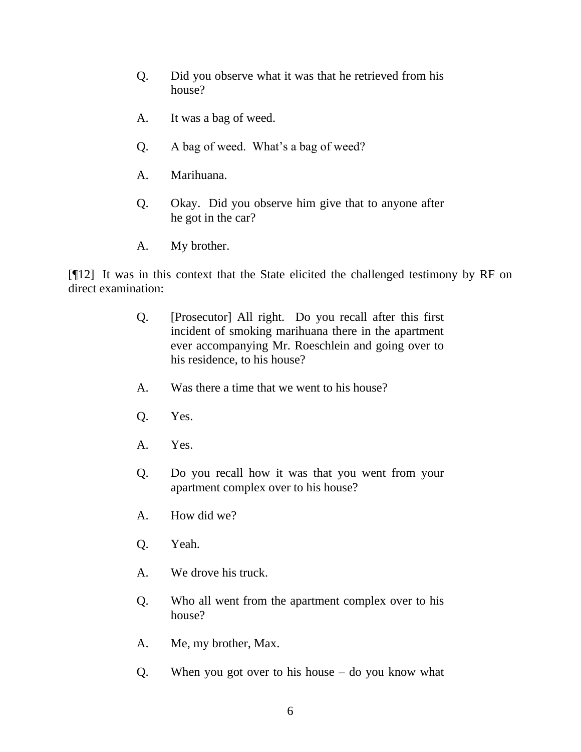Q. Did you observe what it was that he retrieved from his house?

A. It was a bag of weed.

Q. A bag of weed. What's a bag of weed?

A. Marihuana.

Q. Okay. Did you observe him give that to anyone after he got in the car?

A. My brother.

[¶12] It was in this context that the State elicited the challenged testimony by RF on direct examination:

Q. [Prosecutor] All right. Do you recall after this first incident of smoking marihuana there in the apartment ever accompanying Mr. Roeschlein and going over to his residence, to his house?

A. Was there a time that we went to his house?

Q. Yes.

A. Yes.

Q. Do you recall how it was that you went from your apartment complex over to his house?

A. How did we?

Q. Yeah.

A. We drove his truck.

Q. Who all went from the apartment complex over to his house?

A. Me, my brother, Max.

Q. When you got over to his house – do you know what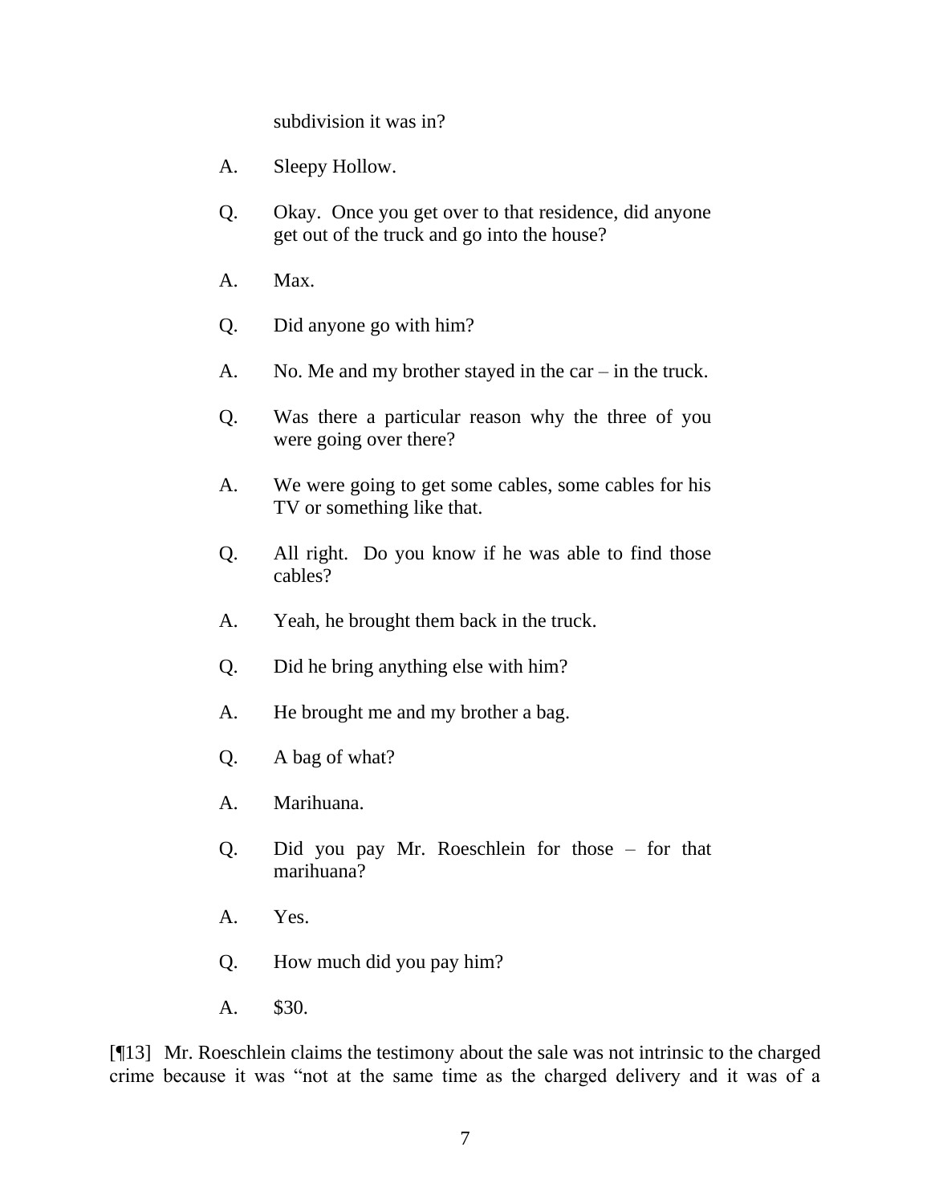subdivision it was in?

A. Sleepy Hollow.

Q. Okay. Once you get over to that residence, did anyone get out of the truck and go into the house?

A. Max.

Q. Did anyone go with him?

A. No. Me and my brother stayed in the car – in the truck.

Q. Was there a particular reason why the three of you were going over there?

A. We were going to get some cables, some cables for his TV or something like that.

Q. All right. Do you know if he was able to find those cables?

A. Yeah, he brought them back in the truck.

Q. Did he bring anything else with him?

A. He brought me and my brother a bag.

Q. A bag of what?

A. Marihuana.

Q. Did you pay Mr. Roeschlein for those – for that marihuana?

A. Yes.

Q. How much did you pay him?

A. $30.

[¶13] Mr. Roeschlein claims the testimony about the sale was not intrinsic to the charged crime because it was "not at the same time as the charged delivery and it was of a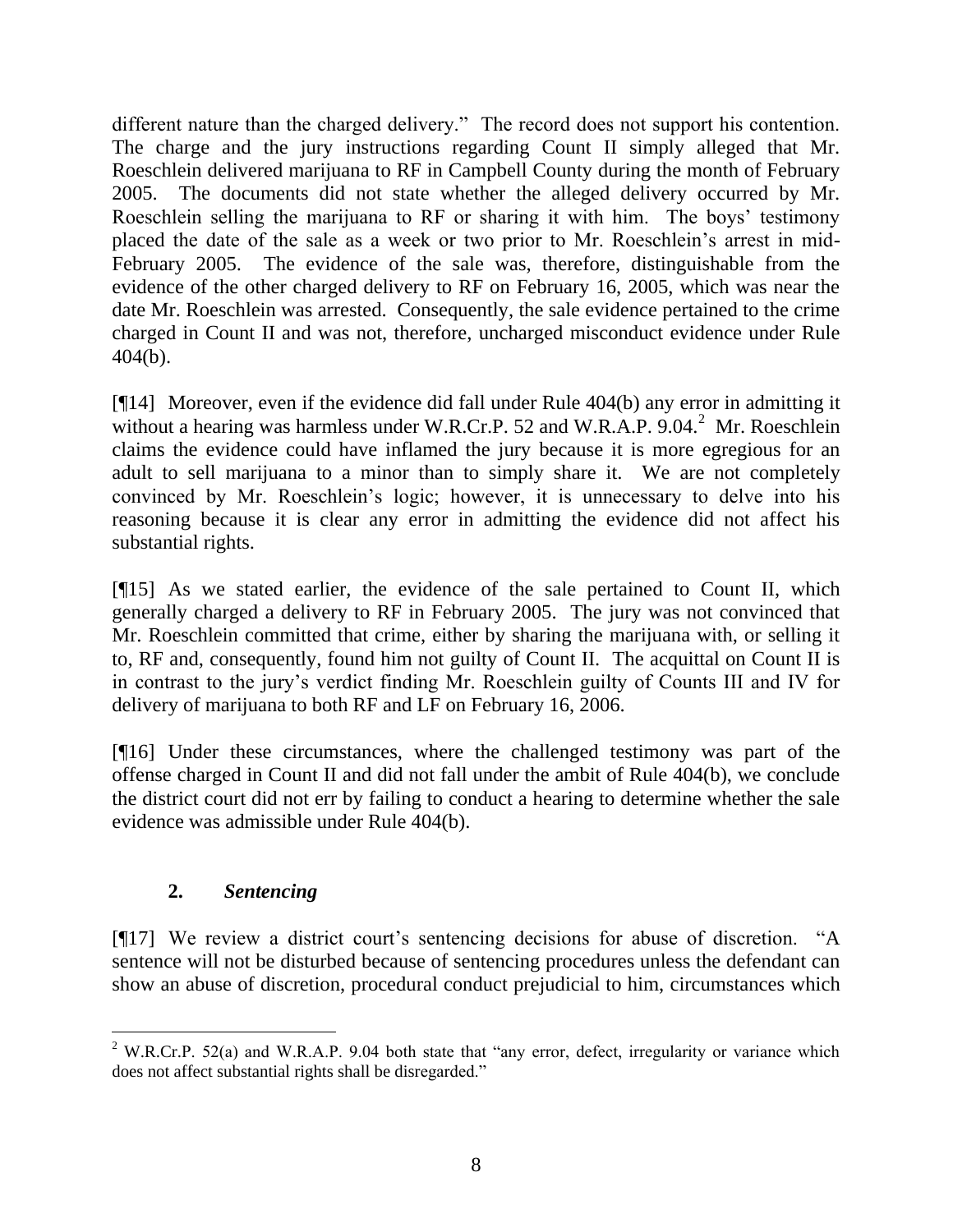different nature than the charged delivery." The record does not support his contention. The charge and the jury instructions regarding Count II simply alleged that Mr. Roeschlein delivered marijuana to RF in Campbell County during the month of February 2005. The documents did not state whether the alleged delivery occurred by Mr. Roeschlein selling the marijuana to RF or sharing it with him. The boys' testimony placed the date of the sale as a week or two prior to Mr. Roeschlein's arrest in mid-February 2005. The evidence of the sale was, therefore, distinguishable from the evidence of the other charged delivery to RF on February 16, 2005, which was near the date Mr. Roeschlein was arrested. Consequently, the sale evidence pertained to the crime charged in Count II and was not, therefore, uncharged misconduct evidence under Rule 404(b).

[¶14] Moreover, even if the evidence did fall under Rule 404(b) any error in admitting it without a hearing was harmless under W.R.Cr.P. 52 and W.R.A.P. 9.04.[2] Mr. Roeschlein claims the evidence could have inflamed the jury because it is more egregious for an adult to sell marijuana to a minor than to simply share it. We are not completely convinced by Mr. Roeschlein's logic; however, it is unnecessary to delve into his reasoning because it is clear any error in admitting the evidence did not affect his substantial rights.

[¶15] As we stated earlier, the evidence of the sale pertained to Count II, which generally charged a delivery to RF in February 2005. The jury was not convinced that Mr. Roeschlein committed that crime, either by sharing the marijuana with, or selling it to, RF and, consequently, found him not guilty of Count II. The acquittal on Count II is in contrast to the jury's verdict finding Mr. Roeschlein guilty of Counts III and IV for delivery of marijuana to both RF and LF on February 16, 2006.

[¶16] Under these circumstances, where the challenged testimony was part of the offense charged in Count II and did not fall under the ambit of Rule 404(b), we conclude the district court did not err by failing to conduct a hearing to determine whether the sale evidence was admissible under Rule 404(b).

### 2. *Sentencing*

[¶17] We review a district court's sentencing decisions for abuse of discretion. "A sentence will not be disturbed because of sentencing procedures unless the defendant can show an abuse of discretion, procedural conduct prejudicial to him, circumstances which

---

[2] W.R.Cr.P. 52(a) and W.R.A.P. 9.04 both state that "any error, defect, irregularity or variance which does not affect substantial rights shall be disregarded."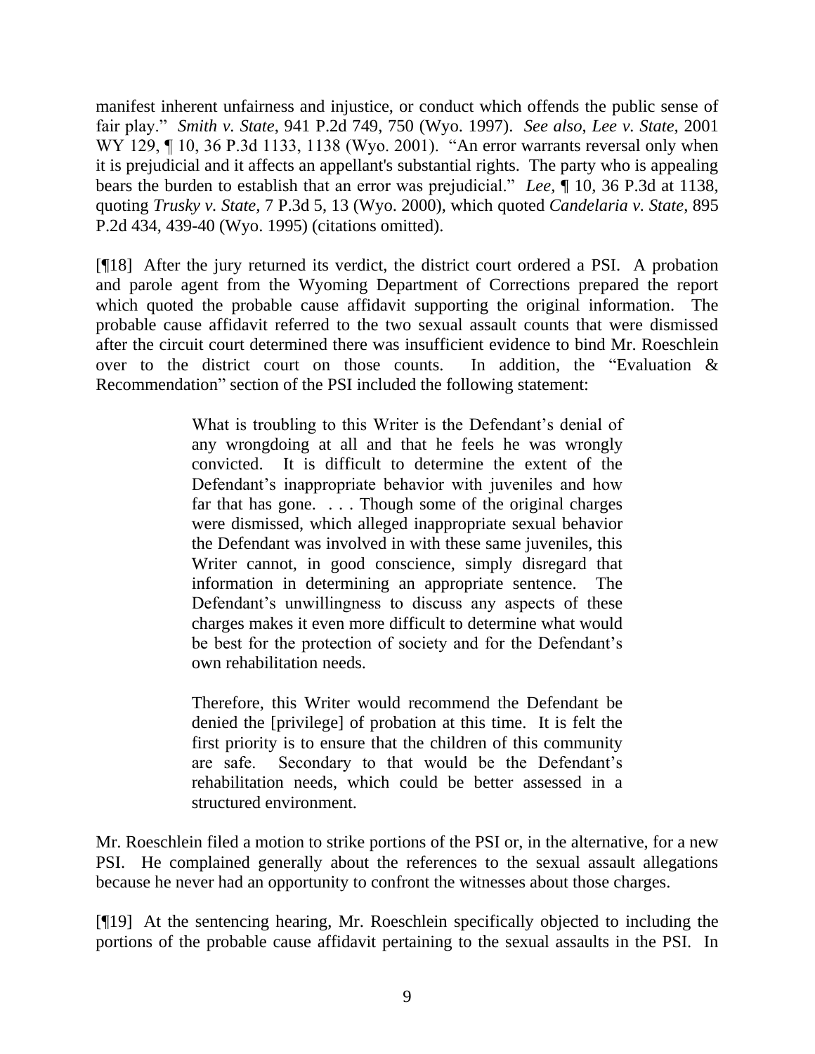manifest inherent unfairness and injustice, or conduct which offends the public sense of fair play." *Smith v. State*, 941 P.2d 749, 750 (Wyo. 1997). *See also*, *Lee v. State,* 2001 WY 129, ¶ 10, 36 P.3d 1133, 1138 (Wyo. 2001). "An error warrants reversal only when it is prejudicial and it affects an appellant's substantial rights. The party who is appealing bears the burden to establish that an error was prejudicial." *Lee,* ¶ 10, 36 P.3d at 1138, quoting *Trusky v. State,* 7 P.3d 5, 13 (Wyo. 2000), which quoted *Candelaria v. State*, 895 P.2d 434, 439-40 (Wyo. 1995) (citations omitted).

[¶18] After the jury returned its verdict, the district court ordered a PSI. A probation and parole agent from the Wyoming Department of Corrections prepared the report which quoted the probable cause affidavit supporting the original information. The probable cause affidavit referred to the two sexual assault counts that were dismissed after the circuit court determined there was insufficient evidence to bind Mr. Roeschlein over to the district court on those counts. In addition, the "Evaluation & Recommendation" section of the PSI included the following statement:

> What is troubling to this Writer is the Defendant's denial of any wrongdoing at all and that he feels he was wrongly convicted. It is difficult to determine the extent of the Defendant's inappropriate behavior with juveniles and how far that has gone. . . . Though some of the original charges were dismissed, which alleged inappropriate sexual behavior the Defendant was involved in with these same juveniles, this Writer cannot, in good conscience, simply disregard that information in determining an appropriate sentence. The Defendant's unwillingness to discuss any aspects of these charges makes it even more difficult to determine what would be best for the protection of society and for the Defendant's own rehabilitation needs.
>
> Therefore, this Writer would recommend the Defendant be denied the [privilege] of probation at this time. It is felt the first priority is to ensure that the children of this community are safe. Secondary to that would be the Defendant's rehabilitation needs, which could be better assessed in a structured environment.

Mr. Roeschlein filed a motion to strike portions of the PSI or, in the alternative, for a new PSI. He complained generally about the references to the sexual assault allegations because he never had an opportunity to confront the witnesses about those charges.

[¶19] At the sentencing hearing, Mr. Roeschlein specifically objected to including the portions of the probable cause affidavit pertaining to the sexual assaults in the PSI. In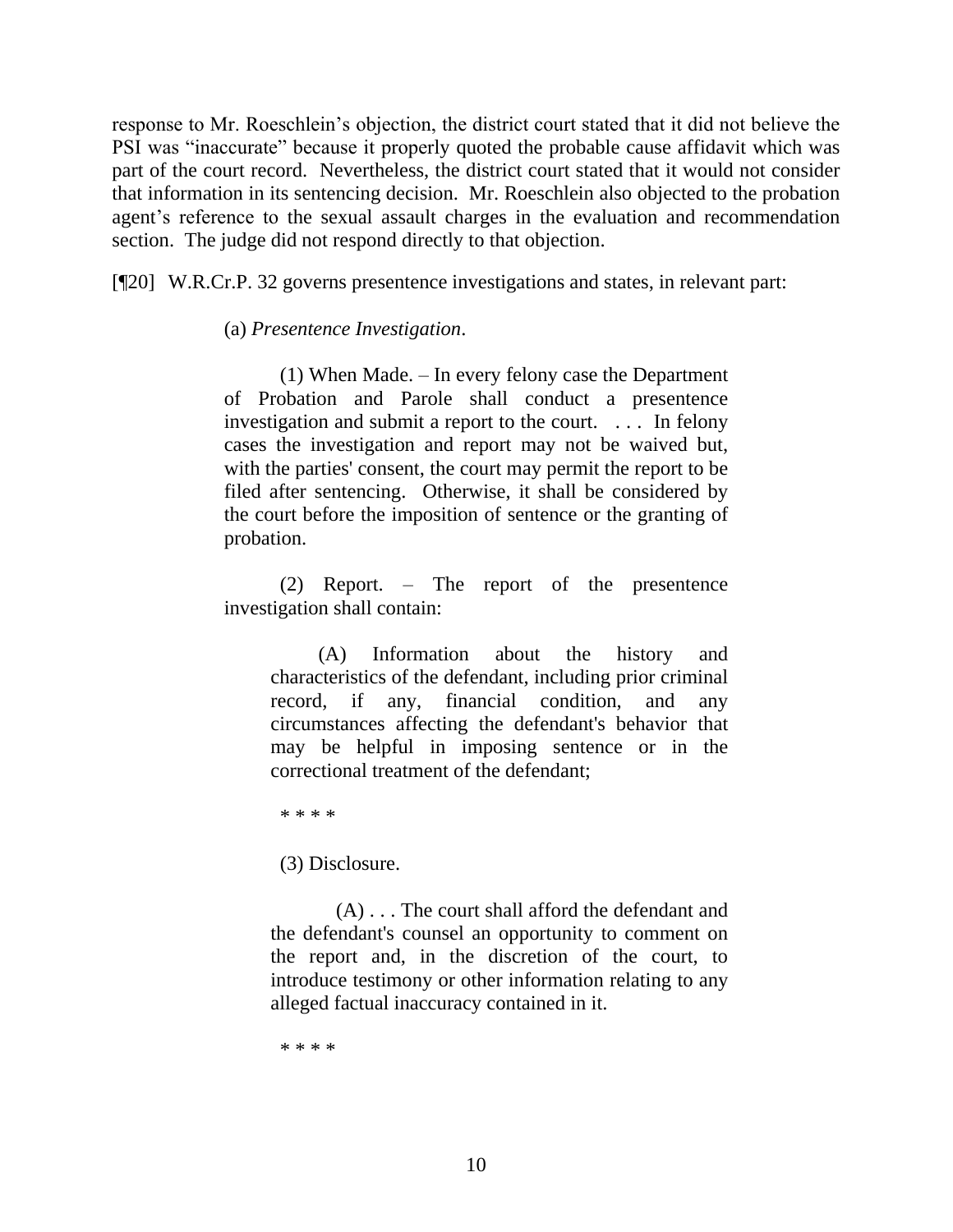response to Mr. Roeschlein's objection, the district court stated that it did not believe the PSI was "inaccurate" because it properly quoted the probable cause affidavit which was part of the court record. Nevertheless, the district court stated that it would not consider that information in its sentencing decision. Mr. Roeschlein also objected to the probation agent's reference to the sexual assault charges in the evaluation and recommendation section. The judge did not respond directly to that objection.

[¶20] W.R.Cr.P. 32 governs presentence investigations and states, in relevant part:

> (a) *Presentence Investigation*.
>
> (1) When Made. – In every felony case the Department of Probation and Parole shall conduct a presentence investigation and submit a report to the court. . . . In felony cases the investigation and report may not be waived but, with the parties' consent, the court may permit the report to be filed after sentencing. Otherwise, it shall be considered by the court before the imposition of sentence or the granting of probation.
>
> (2) Report. – The report of the presentence investigation shall contain:
>
>> (A) Information about the history and characteristics of the defendant, including prior criminal record, if any, financial condition, and any circumstances affecting the defendant's behavior that may be helpful in imposing sentence or in the correctional treatment of the defendant;
>>
>> * * * *
>>
>> (3) Disclosure.
>>
>> (A) . . . The court shall afford the defendant and the defendant's counsel an opportunity to comment on the report and, in the discretion of the court, to introduce testimony or other information relating to any alleged factual inaccuracy contained in it.
>>
>> * * * *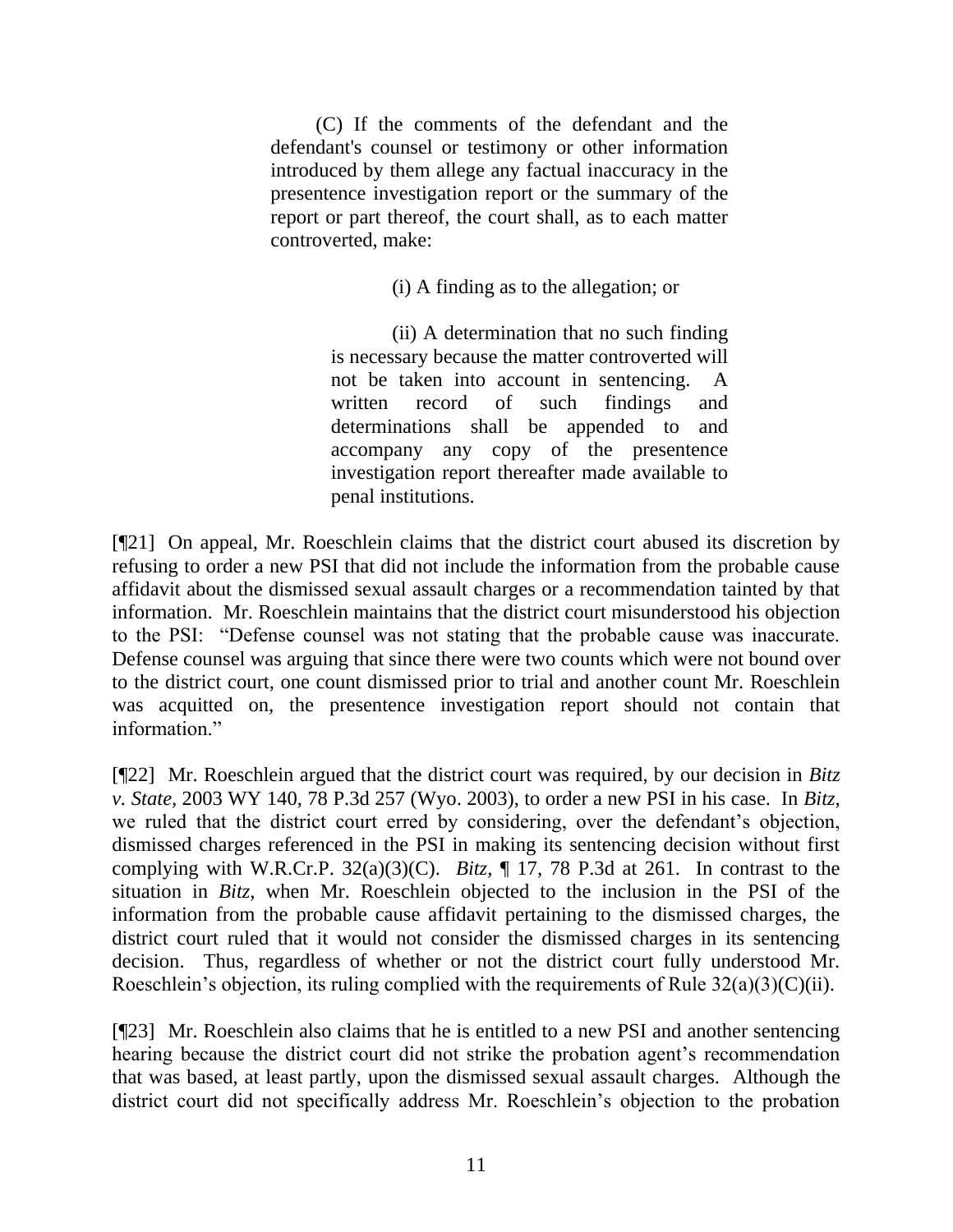> (C) If the comments of the defendant and the defendant's counsel or testimony or other information introduced by them allege any factual inaccuracy in the presentence investigation report or the summary of the report or part thereof, the court shall, as to each matter controverted, make:
>
> > (i) A finding as to the allegation; or
> >
> > (ii) A determination that no such finding is necessary because the matter controverted will not be taken into account in sentencing. A written record of such findings and determinations shall be appended to and accompany any copy of the presentence investigation report thereafter made available to penal institutions.

[¶21] On appeal, Mr. Roeschlein claims that the district court abused its discretion by refusing to order a new PSI that did not include the information from the probable cause affidavit about the dismissed sexual assault charges or a recommendation tainted by that information. Mr. Roeschlein maintains that the district court misunderstood his objection to the PSI: "Defense counsel was not stating that the probable cause was inaccurate. Defense counsel was arguing that since there were two counts which were not bound over to the district court, one count dismissed prior to trial and another count Mr. Roeschlein was acquitted on, the presentence investigation report should not contain that information."

[¶22] Mr. Roeschlein argued that the district court was required, by our decision in *Bitz v. State*, 2003 WY 140, 78 P.3d 257 (Wyo. 2003), to order a new PSI in his case. In *Bitz*, we ruled that the district court erred by considering, over the defendant's objection, dismissed charges referenced in the PSI in making its sentencing decision without first complying with W.R.Cr.P. 32(a)(3)(C). *Bitz*, ¶ 17, 78 P.3d at 261. In contrast to the situation in *Bitz*, when Mr. Roeschlein objected to the inclusion in the PSI of the information from the probable cause affidavit pertaining to the dismissed charges, the district court ruled that it would not consider the dismissed charges in its sentencing decision. Thus, regardless of whether or not the district court fully understood Mr. Roeschlein's objection, its ruling complied with the requirements of Rule 32(a)(3)(C)(ii).

[¶23] Mr. Roeschlein also claims that he is entitled to a new PSI and another sentencing hearing because the district court did not strike the probation agent's recommendation that was based, at least partly, upon the dismissed sexual assault charges. Although the district court did not specifically address Mr. Roeschlein's objection to the probation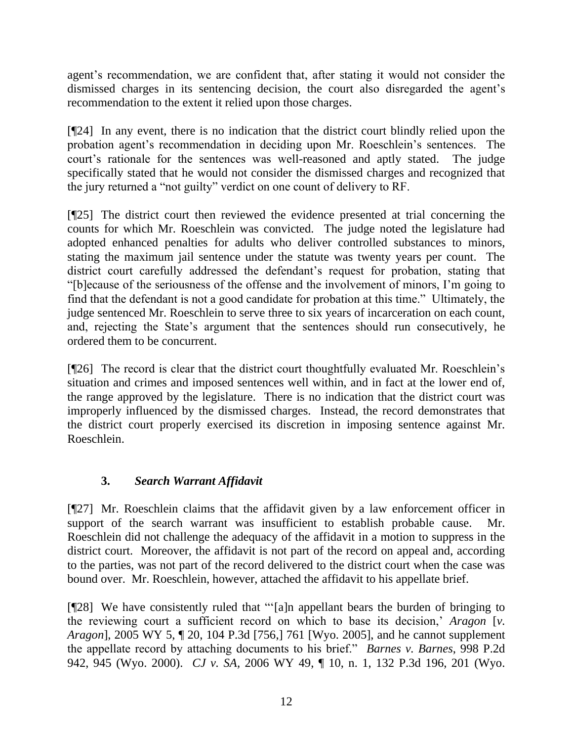agent's recommendation, we are confident that, after stating it would not consider the dismissed charges in its sentencing decision, the court also disregarded the agent's recommendation to the extent it relied upon those charges.

[¶24] In any event, there is no indication that the district court blindly relied upon the probation agent's recommendation in deciding upon Mr. Roeschlein's sentences. The court's rationale for the sentences was well-reasoned and aptly stated. The judge specifically stated that he would not consider the dismissed charges and recognized that the jury returned a "not guilty" verdict on one count of delivery to RF.

[¶25] The district court then reviewed the evidence presented at trial concerning the counts for which Mr. Roeschlein was convicted. The judge noted the legislature had adopted enhanced penalties for adults who deliver controlled substances to minors, stating the maximum jail sentence under the statute was twenty years per count. The district court carefully addressed the defendant's request for probation, stating that "[b]ecause of the seriousness of the offense and the involvement of minors, I'm going to find that the defendant is not a good candidate for probation at this time." Ultimately, the judge sentenced Mr. Roeschlein to serve three to six years of incarceration on each count, and, rejecting the State's argument that the sentences should run consecutively, he ordered them to be concurrent.

[¶26] The record is clear that the district court thoughtfully evaluated Mr. Roeschlein's situation and crimes and imposed sentences well within, and in fact at the lower end of, the range approved by the legislature. There is no indication that the district court was improperly influenced by the dismissed charges. Instead, the record demonstrates that the district court properly exercised its discretion in imposing sentence against Mr. Roeschlein.

### 3. *Search Warrant Affidavit*

[¶27] Mr. Roeschlein claims that the affidavit given by a law enforcement officer in support of the search warrant was insufficient to establish probable cause. Mr. Roeschlein did not challenge the adequacy of the affidavit in a motion to suppress in the district court. Moreover, the affidavit is not part of the record on appeal and, according to the parties, was not part of the record delivered to the district court when the case was bound over. Mr. Roeschlein, however, attached the affidavit to his appellate brief.

[¶28] We have consistently ruled that "'[a]n appellant bears the burden of bringing to the reviewing court a sufficient record on which to base its decision,' *Aragon* [*v. Aragon*], 2005 WY 5, ¶ 20, 104 P.3d [756,] 761 [Wyo. 2005], and he cannot supplement the appellate record by attaching documents to his brief." *Barnes v. Barnes*, 998 P.2d 942, 945 (Wyo. 2000). *CJ v. SA*, 2006 WY 49, ¶ 10, n. 1, 132 P.3d 196, 201 (Wyo.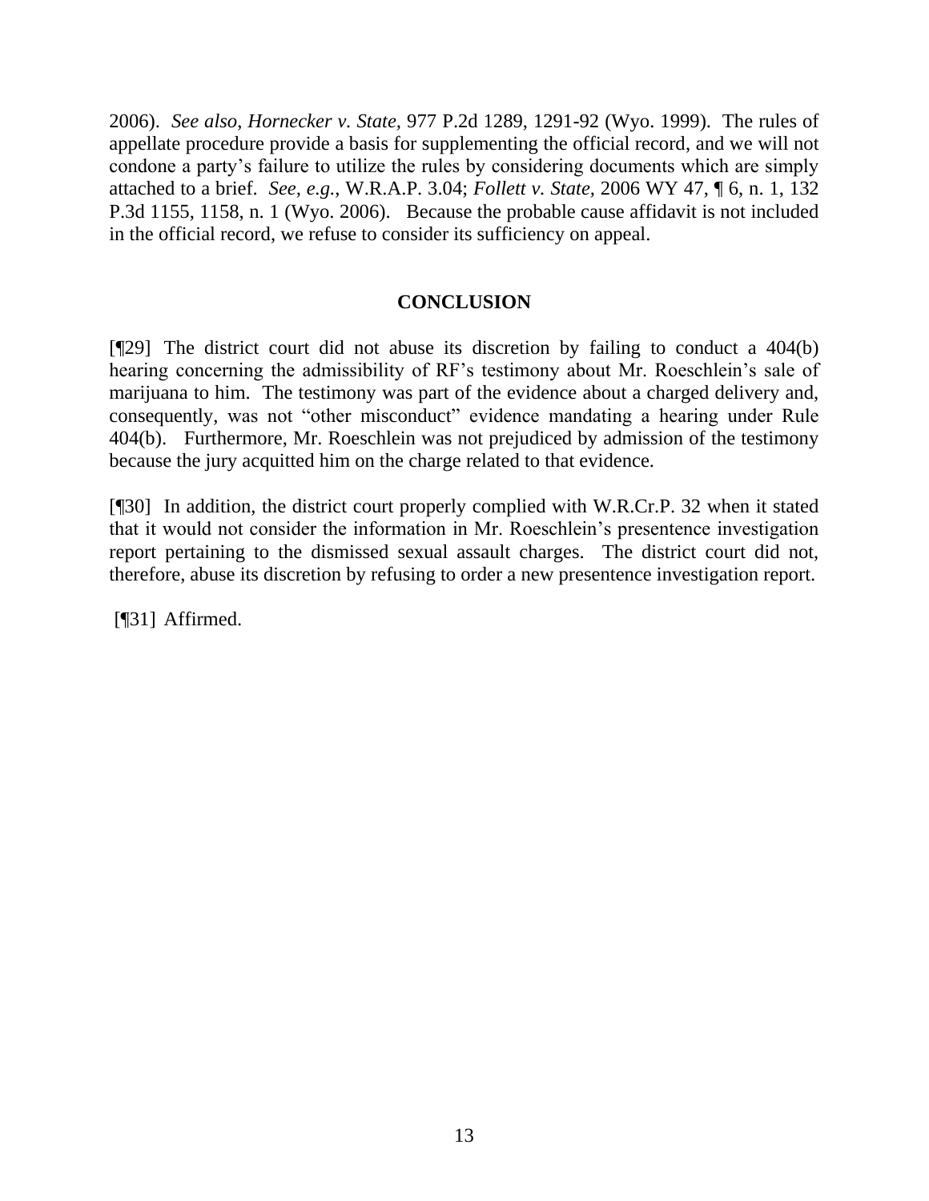2006). *See also*, *Hornecker v. State,* 977 P.2d 1289, 1291-92 (Wyo. 1999). The rules of appellate procedure provide a basis for supplementing the official record, and we will not condone a party's failure to utilize the rules by considering documents which are simply attached to a brief. *See, e.g.*, W.R.A.P. 3.04; *Follett v. State,* 2006 WY 47, ¶ 6, n. 1, 132 P.3d 1155, 1158, n. 1 (Wyo. 2006). Because the probable cause affidavit is not included in the official record, we refuse to consider its sufficiency on appeal.

## CONCLUSION

[¶29] The district court did not abuse its discretion by failing to conduct a 404(b) hearing concerning the admissibility of RF's testimony about Mr. Roeschlein's sale of marijuana to him. The testimony was part of the evidence about a charged delivery and, consequently, was not "other misconduct" evidence mandating a hearing under Rule 404(b). Furthermore, Mr. Roeschlein was not prejudiced by admission of the testimony because the jury acquitted him on the charge related to that evidence.

[¶30] In addition, the district court properly complied with W.R.Cr.P. 32 when it stated that it would not consider the information in Mr. Roeschlein's presentence investigation report pertaining to the dismissed sexual assault charges. The district court did not, therefore, abuse its discretion by refusing to order a new presentence investigation report.

[¶31] Affirmed.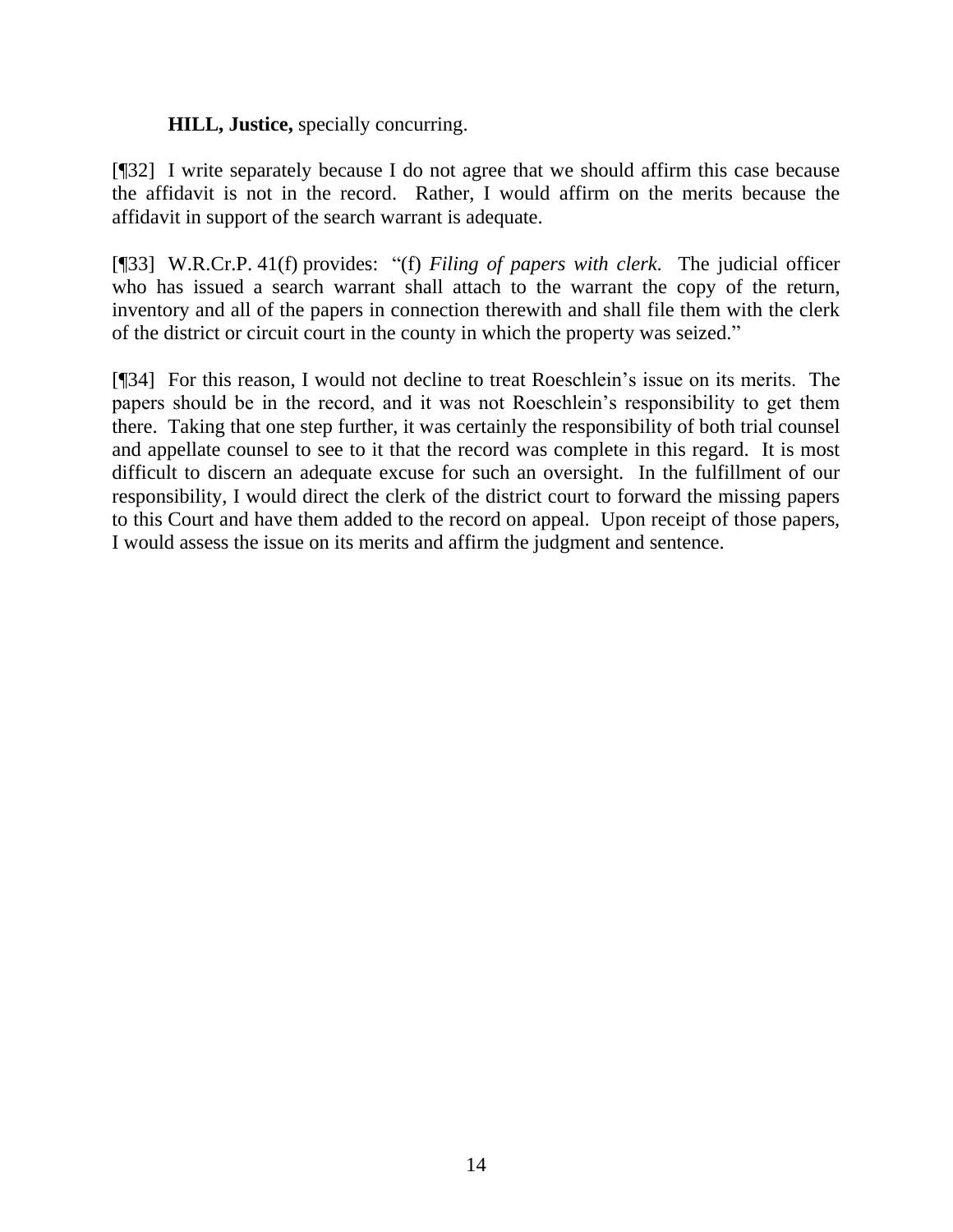**HILL, Justice,** specially concurring.

[¶32] I write separately because I do not agree that we should affirm this case because the affidavit is not in the record. Rather, I would affirm on the merits because the affidavit in support of the search warrant is adequate.

[¶33] W.R.Cr.P. 41(f) provides: "(f) *Filing of papers with clerk.* The judicial officer who has issued a search warrant shall attach to the warrant the copy of the return, inventory and all of the papers in connection therewith and shall file them with the clerk of the district or circuit court in the county in which the property was seized."

[¶34] For this reason, I would not decline to treat Roeschlein's issue on its merits. The papers should be in the record, and it was not Roeschlein's responsibility to get them there. Taking that one step further, it was certainly the responsibility of both trial counsel and appellate counsel to see to it that the record was complete in this regard. It is most difficult to discern an adequate excuse for such an oversight. In the fulfillment of our responsibility, I would direct the clerk of the district court to forward the missing papers to this Court and have them added to the record on appeal. Upon receipt of those papers, I would assess the issue on its merits and affirm the judgment and sentence.